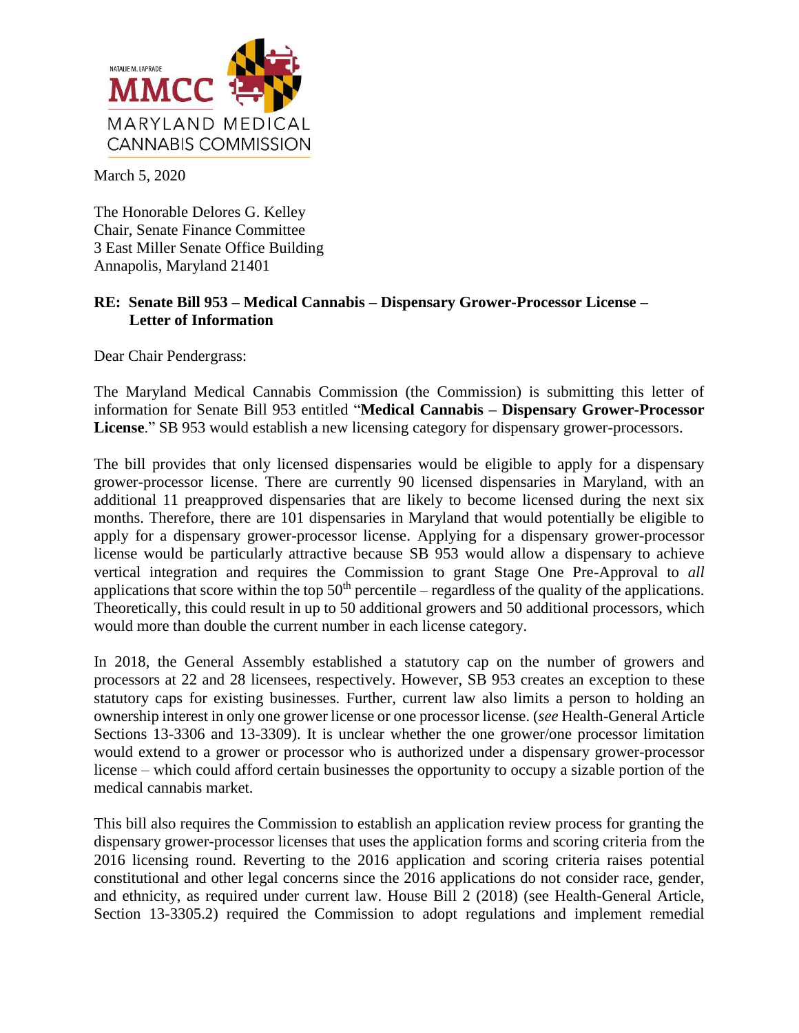NATALIE M. LAPRADE

MMCC

MARYLAND MEDICAL CANNABIS COMMISSION

March 5, 2020

The Honorable Delores G. Kelley
Chair, Senate Finance Committee
3 East Miller Senate Office Building
Annapolis, Maryland 21401

**RE: Senate Bill 953 – Medical Cannabis – Dispensary Grower-Processor License – Letter of Information**

Dear Chair Pendergrass:

The Maryland Medical Cannabis Commission (the Commission) is submitting this letter of information for Senate Bill 953 entitled "**Medical Cannabis – Dispensary Grower-Processor License**." SB 953 would establish a new licensing category for dispensary grower-processors.

The bill provides that only licensed dispensaries would be eligible to apply for a dispensary grower-processor license. There are currently 90 licensed dispensaries in Maryland, with an additional 11 preapproved dispensaries that are likely to become licensed during the next six months. Therefore, there are 101 dispensaries in Maryland that would potentially be eligible to apply for a dispensary grower-processor license. Applying for a dispensary grower-processor license would be particularly attractive because SB 953 would allow a dispensary to achieve vertical integration and requires the Commission to grant Stage One Pre-Approval to *all* applications that score within the top 50th percentile – regardless of the quality of the applications. Theoretically, this could result in up to 50 additional growers and 50 additional processors, which would more than double the current number in each license category.

In 2018, the General Assembly established a statutory cap on the number of growers and processors at 22 and 28 licensees, respectively. However, SB 953 creates an exception to these statutory caps for existing businesses. Further, current law also limits a person to holding an ownership interest in only one grower license or one processor license. (*see* Health-General Article Sections 13-3306 and 13-3309). It is unclear whether the one grower/one processor limitation would extend to a grower or processor who is authorized under a dispensary grower-processor license – which could afford certain businesses the opportunity to occupy a sizable portion of the medical cannabis market.

This bill also requires the Commission to establish an application review process for granting the dispensary grower-processor licenses that uses the application forms and scoring criteria from the 2016 licensing round. Reverting to the 2016 application and scoring criteria raises potential constitutional and other legal concerns since the 2016 applications do not consider race, gender, and ethnicity, as required under current law. House Bill 2 (2018) (see Health-General Article, Section 13-3305.2) required the Commission to adopt regulations and implement remedial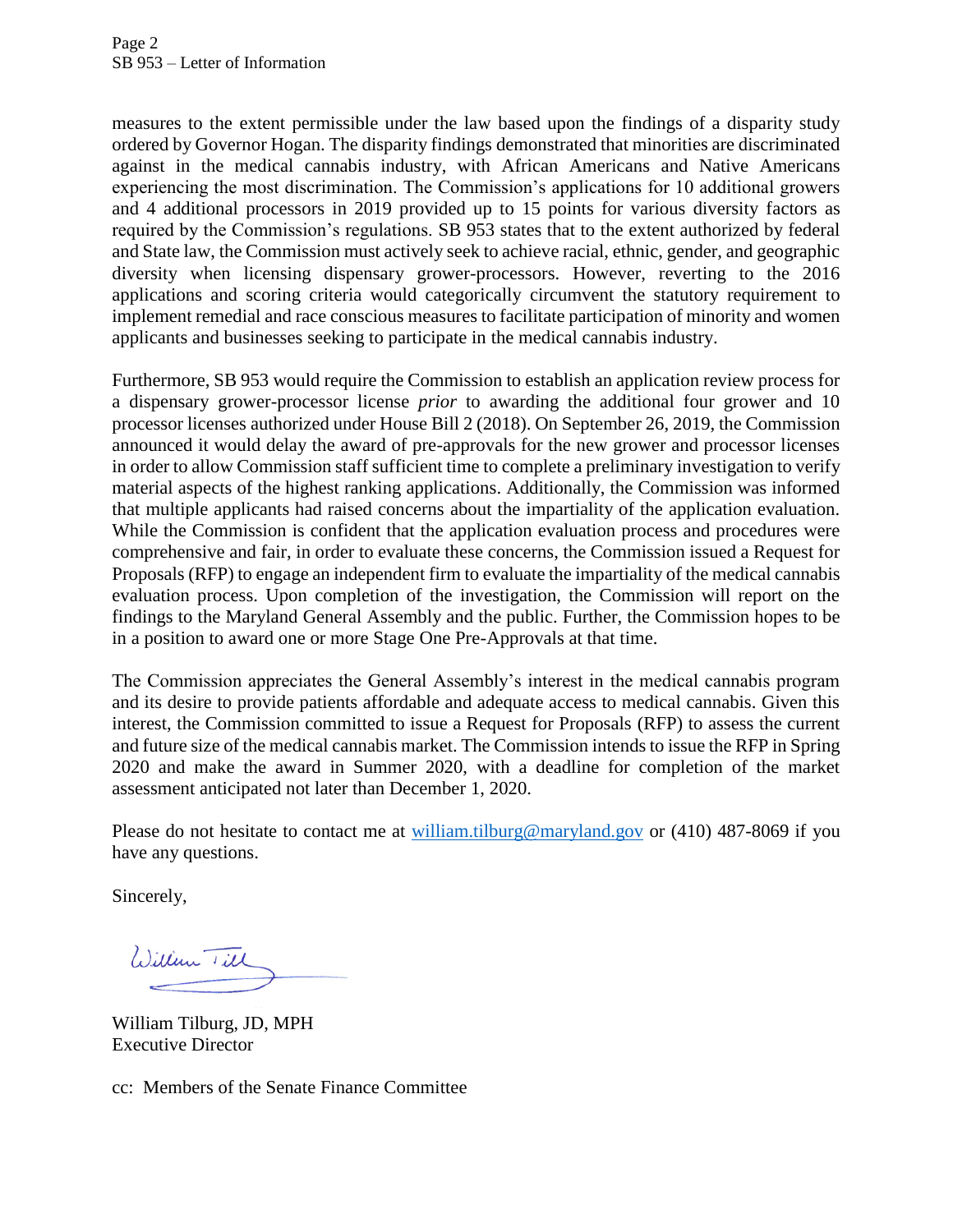measures to the extent permissible under the law based upon the findings of a disparity study ordered by Governor Hogan. The disparity findings demonstrated that minorities are discriminated against in the medical cannabis industry, with African Americans and Native Americans experiencing the most discrimination. The Commission's applications for 10 additional growers and 4 additional processors in 2019 provided up to 15 points for various diversity factors as required by the Commission's regulations. SB 953 states that to the extent authorized by federal and State law, the Commission must actively seek to achieve racial, ethnic, gender, and geographic diversity when licensing dispensary grower-processors. However, reverting to the 2016 applications and scoring criteria would categorically circumvent the statutory requirement to implement remedial and race conscious measures to facilitate participation of minority and women applicants and businesses seeking to participate in the medical cannabis industry.

Furthermore, SB 953 would require the Commission to establish an application review process for a dispensary grower-processor license *prior* to awarding the additional four grower and 10 processor licenses authorized under House Bill 2 (2018). On September 26, 2019, the Commission announced it would delay the award of pre-approvals for the new grower and processor licenses in order to allow Commission staff sufficient time to complete a preliminary investigation to verify material aspects of the highest ranking applications. Additionally, the Commission was informed that multiple applicants had raised concerns about the impartiality of the application evaluation. While the Commission is confident that the application evaluation process and procedures were comprehensive and fair, in order to evaluate these concerns, the Commission issued a Request for Proposals (RFP) to engage an independent firm to evaluate the impartiality of the medical cannabis evaluation process. Upon completion of the investigation, the Commission will report on the findings to the Maryland General Assembly and the public. Further, the Commission hopes to be in a position to award one or more Stage One Pre-Approvals at that time.

The Commission appreciates the General Assembly's interest in the medical cannabis program and its desire to provide patients affordable and adequate access to medical cannabis. Given this interest, the Commission committed to issue a Request for Proposals (RFP) to assess the current and future size of the medical cannabis market. The Commission intends to issue the RFP in Spring 2020 and make the award in Summer 2020, with a deadline for completion of the market assessment anticipated not later than December 1, 2020.

Please do not hesitate to contact me at william.tilburg@maryland.gov or (410) 487-8069 if you have any questions.

Sincerely,

William Tilburg, JD, MPH
Executive Director

cc: Members of the Senate Finance Committee